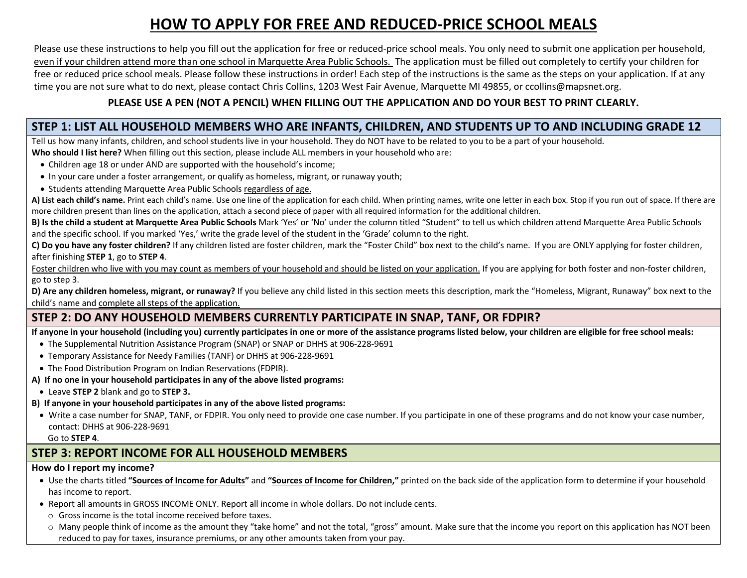# HOW TO APPLY FOR FREE AND REDUCED-PRICE SCHOOL MEALS

Please use these instructions to help you fill out the application for free or reduced-price school meals. You only need to submit one application per household, even if your children attend more than one school in Marquette Area Public Schools. The application must be filled out completely to certify your children for free or reduced price school meals. Please follow these instructions in order! Each step of the instructions is the same as the steps on your application. If at any time you are not sure what to do next, please contact Chris Collins, 1203 West Fair Avenue, Marquette MI 49855, or ccollins@mapsnet.org.

**PLEASE USE A PEN (NOT A PENCIL) WHEN FILLING OUT THE APPLICATION AND DO YOUR BEST TO PRINT CLEARLY.**

## STEP 1: LIST ALL HOUSEHOLD MEMBERS WHO ARE INFANTS, CHILDREN, AND STUDENTS UP TO AND INCLUDING GRADE 12

Tell us how many infants, children, and school students live in your household. They do NOT have to be related to you to be a part of your household.

**Who should I list here?** When filling out this section, please include ALL members in your household who are:

- Children age 18 or under AND are supported with the household's income;
- In your care under a foster arrangement, or qualify as homeless, migrant, or runaway youth;
- Students attending Marquette Area Public Schools regardless of age.

**A) List each child's name.** Print each child's name. Use one line of the application for each child. When printing names, write one letter in each box. Stop if you run out of space. If there are more children present than lines on the application, attach a second piece of paper with all required information for the additional children.

**B) Is the child a student at Marquette Area Public Schools** Mark 'Yes' or 'No' under the column titled "Student" to tell us which children attend Marquette Area Public Schools and the specific school. If you marked 'Yes,' write the grade level of the student in the 'Grade' column to the right.

**C) Do you have any foster children?** If any children listed are foster children, mark the "Foster Child" box next to the child's name. If you are ONLY applying for foster children, after finishing **STEP 1**, go to **STEP 4**.

Foster children who live with you may count as members of your household and should be listed on your application. If you are applying for both foster and non-foster children, go to step 3.

**D) Are any children homeless, migrant, or runaway?** If you believe any child listed in this section meets this description, mark the "Homeless, Migrant, Runaway" box next to the child's name and complete all steps of the application.

## STEP 2: DO ANY HOUSEHOLD MEMBERS CURRENTLY PARTICIPATE IN SNAP, TANF, OR FDPIR?

**If anyone in your household (including you) currently participates in one or more of the assistance programs listed below, your children are eligible for free school meals:**

- The Supplemental Nutrition Assistance Program (SNAP) or SNAP or DHHS at 906-228-9691
- Temporary Assistance for Needy Families (TANF) or DHHS at 906-228-9691
- The Food Distribution Program on Indian Reservations (FDPIR).

**A) If no one in your household participates in any of the above listed programs:**

- Leave **STEP 2** blank and go to **STEP 3.**

**B) If anyone in your household participates in any of the above listed programs:**

- Write a case number for SNAP, TANF, or FDPIR. You only need to provide one case number. If you participate in one of these programs and do not know your case number, contact: DHHS at 906-228-9691

  Go to **STEP 4**.

## STEP 3: REPORT INCOME FOR ALL HOUSEHOLD MEMBERS

**How do I report my income?**

- Use the charts titled **"Sources of Income for Adults"** and **"Sources of Income for Children,"** printed on the back side of the application form to determine if your household has income to report.
- Report all amounts in GROSS INCOME ONLY. Report all income in whole dollars. Do not include cents.
  - Gross income is the total income received before taxes.
  - Many people think of income as the amount they "take home" and not the total, "gross" amount. Make sure that the income you report on this application has NOT been reduced to pay for taxes, insurance premiums, or any other amounts taken from your pay.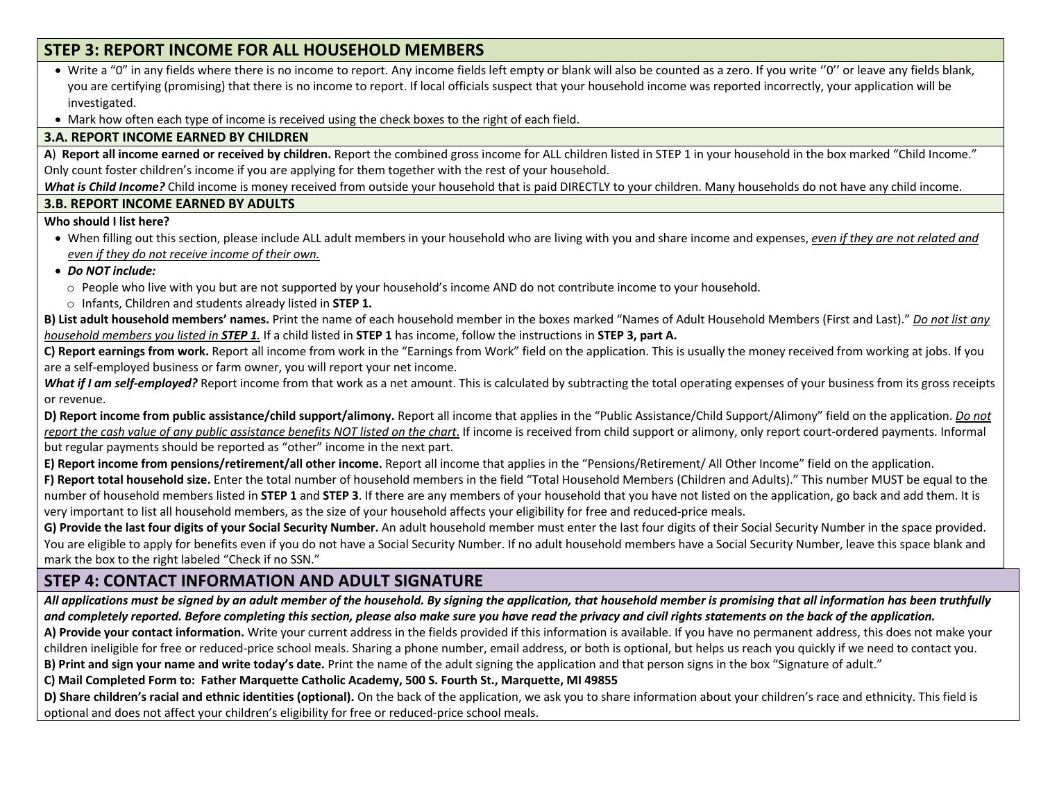## STEP 3: REPORT INCOME FOR ALL HOUSEHOLD MEMBERS

- Write a "0" in any fields where there is no income to report. Any income fields left empty or blank will also be counted as a zero. If you write ''0'' or leave any fields blank, you are certifying (promising) that there is no income to report. If local officials suspect that your household income was reported incorrectly, your application will be investigated.
- Mark how often each type of income is received using the check boxes to the right of each field.

### 3.A. REPORT INCOME EARNED BY CHILDREN

**A**) **Report all income earned or received by children.** Report the combined gross income for ALL children listed in STEP 1 in your household in the box marked "Child Income." Only count foster children's income if you are applying for them together with the rest of your household.

***What is Child Income?*** Child income is money received from outside your household that is paid DIRECTLY to your children. Many households do not have any child income.

### 3.B. REPORT INCOME EARNED BY ADULTS

**Who should I list here?**

- When filling out this section, please include ALL adult members in your household who are living with you and share income and expenses, *even if they are not related and even if they do not receive income of their own.*
- ***Do NOT include:***
  - People who live with you but are not supported by your household's income AND do not contribute income to your household.
  - Infants, Children and students already listed in **STEP 1.**

**B) List adult household members' names.** Print the name of each household member in the boxes marked "Names of Adult Household Members (First and Last)." *Do not list any household members you listed in **STEP 1**.* If a child listed in **STEP 1** has income, follow the instructions in **STEP 3, part A.**

**C) Report earnings from work.** Report all income from work in the "Earnings from Work" field on the application. This is usually the money received from working at jobs. If you are a self-employed business or farm owner, you will report your net income.

***What if I am self-employed?*** Report income from that work as a net amount. This is calculated by subtracting the total operating expenses of your business from its gross receipts or revenue.

**D) Report income from public assistance/child support/alimony.** Report all income that applies in the "Public Assistance/Child Support/Alimony" field on the application. *Do not report the cash value of any public assistance benefits NOT listed on the chart.* If income is received from child support or alimony, only report court-ordered payments. Informal but regular payments should be reported as "other" income in the next part.

**E) Report income from pensions/retirement/all other income.** Report all income that applies in the "Pensions/Retirement/ All Other Income" field on the application.

**F) Report total household size.** Enter the total number of household members in the field "Total Household Members (Children and Adults)." This number MUST be equal to the number of household members listed in **STEP 1** and **STEP 3**. If there are any members of your household that you have not listed on the application, go back and add them. It is very important to list all household members, as the size of your household affects your eligibility for free and reduced-price meals.

**G) Provide the last four digits of your Social Security Number.** An adult household member must enter the last four digits of their Social Security Number in the space provided. You are eligible to apply for benefits even if you do not have a Social Security Number. If no adult household members have a Social Security Number, leave this space blank and mark the box to the right labeled "Check if no SSN."

## STEP 4: CONTACT INFORMATION AND ADULT SIGNATURE

***All applications must be signed by an adult member of the household. By signing the application, that household member is promising that all information has been truthfully and completely reported. Before completing this section, please also make sure you have read the privacy and civil rights statements on the back of the application.***

**A) Provide your contact information.** Write your current address in the fields provided if this information is available. If you have no permanent address, this does not make your children ineligible for free or reduced-price school meals. Sharing a phone number, email address, or both is optional, but helps us reach you quickly if we need to contact you.

**B) Print and sign your name and write today's date.** Print the name of the adult signing the application and that person signs in the box "Signature of adult."

**C) Mail Completed Form to: Father Marquette Catholic Academy, 500 S. Fourth St., Marquette, MI 49855**

**D) Share children's racial and ethnic identities (optional).** On the back of the application, we ask you to share information about your children's race and ethnicity. This field is optional and does not affect your children's eligibility for free or reduced-price school meals.